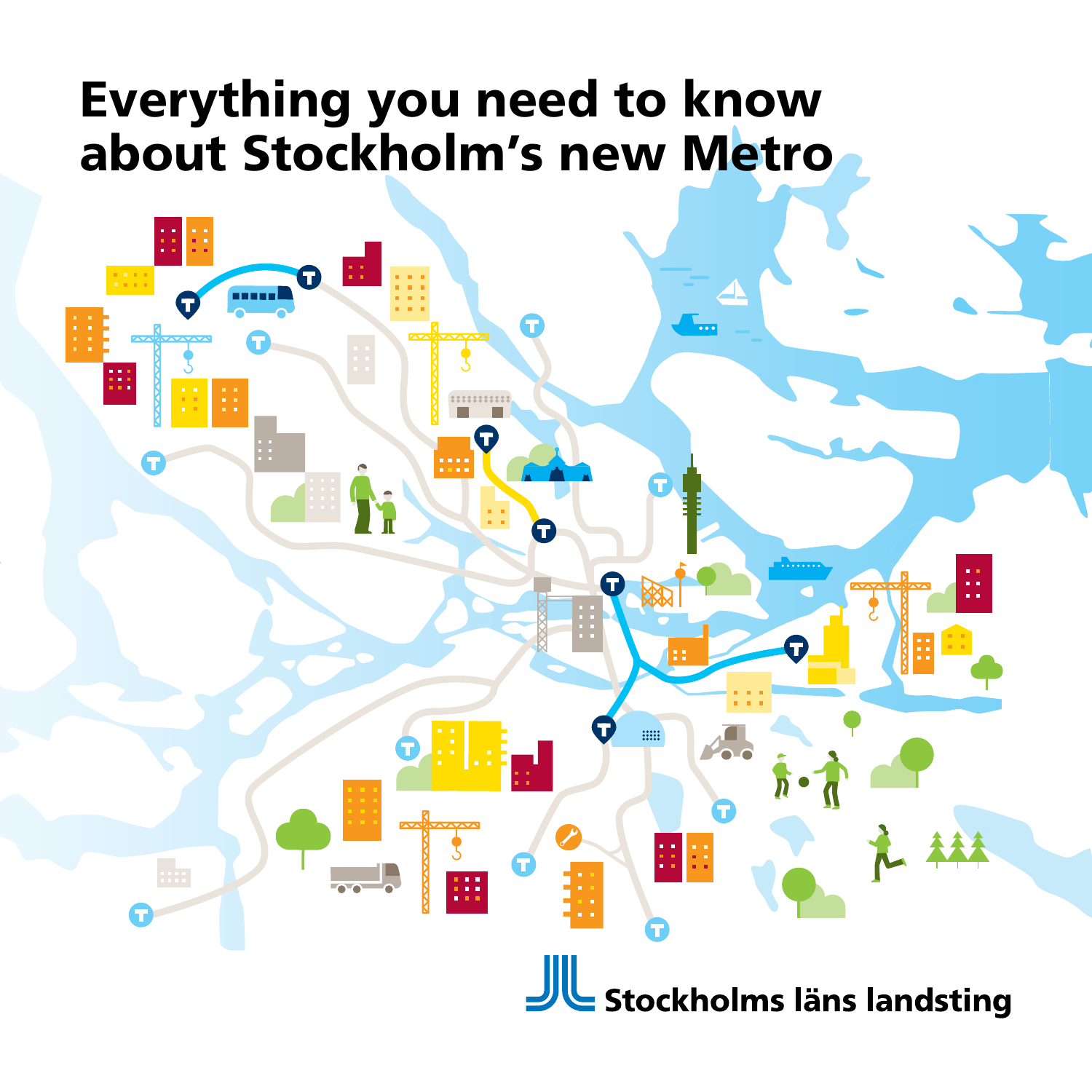# Everything you need to know about Stockholm's new Metro

Stockholms läns landsting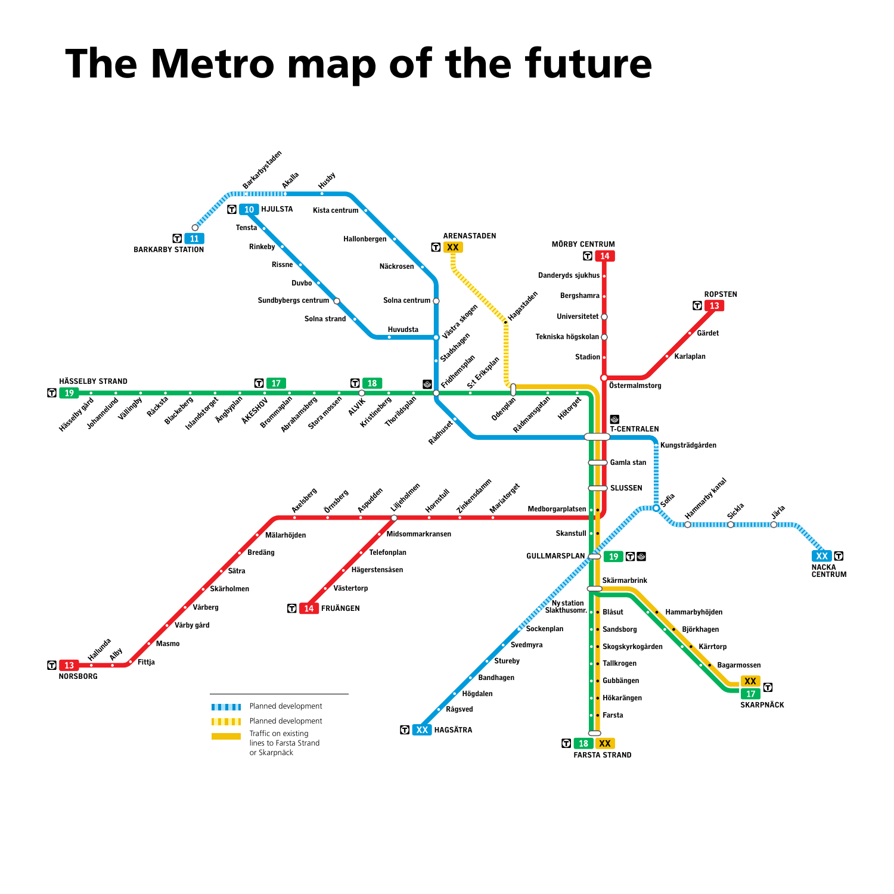# The Metro map of the future

HÄSSELBY STRAND 19 — Hässelby gård, Johannelund, Vällingby, Råcksta, Blackeberg, Islandstorget, Ängbyplan, ÅKESHOV 17, Brommaplan, Abrahamsberg, Stora mossen, ALVIK 18, Kristineberg, Thorildsplan, Fridhemsplan, S:t Eriksplan, Odenplan, Rådmansgatan, Hötorget, T-CENTRALEN, Gamla stan, SLUSSEN, Medborgarplatsen, Skanstull, GULLMARSPLAN 19, Skärmarbrink

Blåsut, Sandsborg, Skogskyrkogården, Tallkrogen, Gubbängen, Hökarängen, Farsta — 18 XX FARSTA STRAND

Hammarbyhöjden, Björkhagen, Kärrtorp, Bagarmossen — XX 17 SKARPNÄCK

BARKARBY STATION 11 — Barkarbystaden, Akalla, Husby, Kista centrum, Hallonbergen, Näckrosen, Solna centrum, Västra skogen, Stadshagen, Fridhemsplan, Rådhuset, T-CENTRALEN, Kungsträdgården, Sofia, Hammarby kanal, Sickla, Järla — XX NACKA CENTRUM

10 HJULSTA — Tensta, Rinkeby, Rissne, Duvbo, Sundbybergs centrum, Solna strand, Huvudsta, Västra skogen

Sofia — Gullmarsplan, Ny station Slakthusomr., Sockenplan, Svedmyra, Stureby, Bandhagen, Högdalen, Rågsved — XX HAGSÄTRA

ARENASTADEN XX — Hagastaden, Odenplan

MÖRBY CENTRUM 14 — Danderyds sjukhus, Bergshamra, Universitetet, Tekniska högskolan, Stadion, Östermalmstorg

ROPSTEN 13 — Gärdet, Karlaplan, Östermalmstorg

NORSBORG 13 — Hallunda, Alby, Fittja, Masmo, Vårby gård, Vårberg, Skärholmen, Sätra, Bredäng, Mälarhöjden, Axelsberg, Örnsberg, Aspudden, Liljeholmen, Hornstull, Zinkensdamm, Mariatorget, Medborgarplatsen

14 FRUÄNGEN — Västertorp, Hägerstensåsen, Telefonplan, Midsommarkransen, Liljeholmen

Planned development (blue)

Planned development (yellow)

Traffic on existing lines to Farsta Strand or Skarpnäck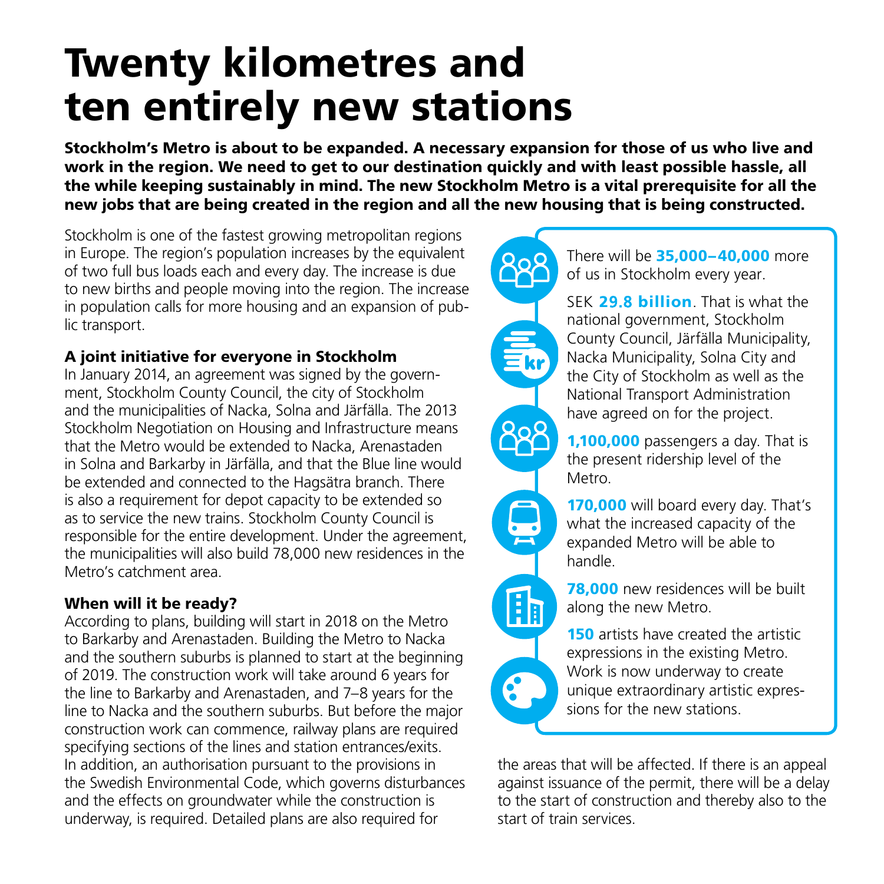# Twenty kilometres and ten entirely new stations

**Stockholm's Metro is about to be expanded. A necessary expansion for those of us who live and work in the region. We need to get to our destination quickly and with least possible hassle, all the while keeping sustainably in mind. The new Stockholm Metro is a vital prerequisite for all the new jobs that are being created in the region and all the new housing that is being constructed.**

Stockholm is one of the fastest growing metropolitan regions in Europe. The region's population increases by the equivalent of two full bus loads each and every day. The increase is due to new births and people moving into the region. The increase in population calls for more housing and an expansion of public transport.

### A joint initiative for everyone in Stockholm

In January 2014, an agreement was signed by the government, Stockholm County Council, the city of Stockholm and the municipalities of Nacka, Solna and Järfälla. The 2013 Stockholm Negotiation on Housing and Infrastructure means that the Metro would be extended to Nacka, Arenastaden in Solna and Barkarby in Järfälla, and that the Blue line would be extended and connected to the Hagsätra branch. There is also a requirement for depot capacity to be extended so as to service the new trains. Stockholm County Council is responsible for the entire development. Under the agreement, the municipalities will also build 78,000 new residences in the Metro's catchment area.

### When will it be ready?

According to plans, building will start in 2018 on the Metro to Barkarby and Arenastaden. Building the Metro to Nacka and the southern suburbs is planned to start at the beginning of 2019. The construction work will take around 6 years for the line to Barkarby and Arenastaden, and 7–8 years for the line to Nacka and the southern suburbs. But before the major construction work can commence, railway plans are required specifying sections of the lines and station entrances/exits. In addition, an authorisation pursuant to the provisions in the Swedish Environmental Code, which governs disturbances and the effects on groundwater while the construction is underway, is required. Detailed plans are also required for the areas that will be affected. If there is an appeal against issuance of the permit, there will be a delay to the start of construction and thereby also to the start of train services.

There will be **35,000–40,000** more of us in Stockholm every year.

SEK **29.8 billion**. That is what the national government, Stockholm County Council, Järfälla Municipality, Nacka Municipality, Solna City and the City of Stockholm as well as the National Transport Administration have agreed on for the project.

**1,100,000** passengers a day. That is the present ridership level of the Metro.

**170,000** will board every day. That's what the increased capacity of the expanded Metro will be able to handle.

**78,000** new residences will be built along the new Metro.

**150** artists have created the artistic expressions in the existing Metro. Work is now underway to create unique extraordinary artistic expressions for the new stations.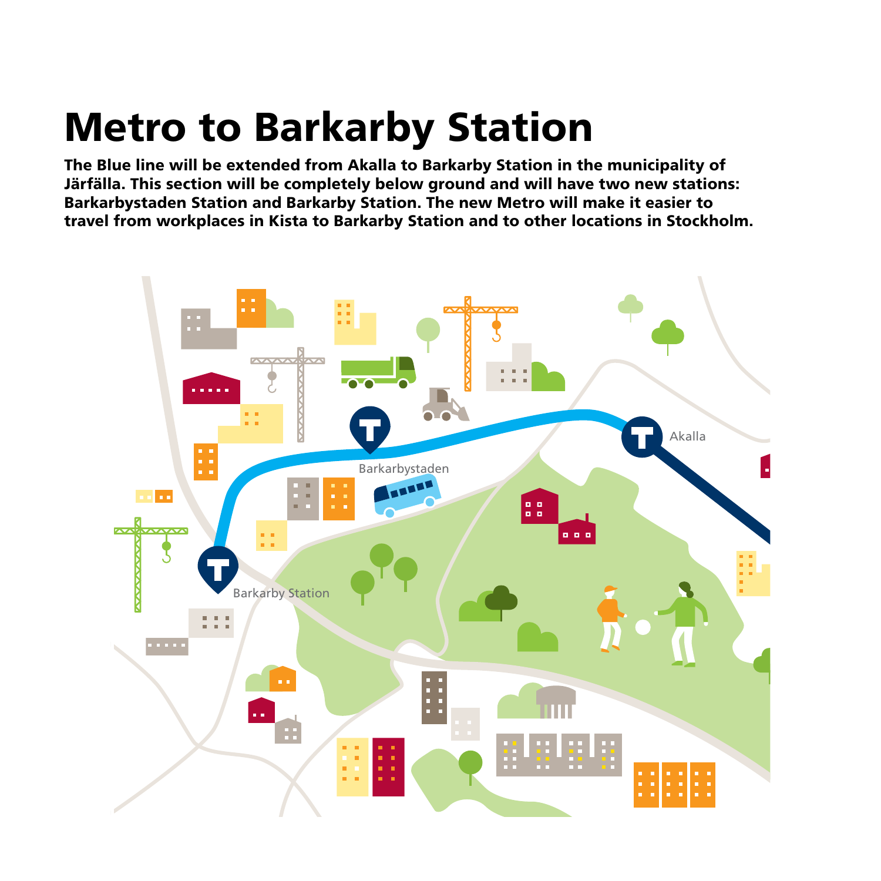# Metro to Barkarby Station

**The Blue line will be extended from Akalla to Barkarby Station in the municipality of Järfälla. This section will be completely below ground and will have two new stations: Barkarbystaden Station and Barkarby Station. The new Metro will make it easier to travel from workplaces in Kista to Barkarby Station and to other locations in Stockholm.**

Akalla

Barkarbystaden

Barkarby Station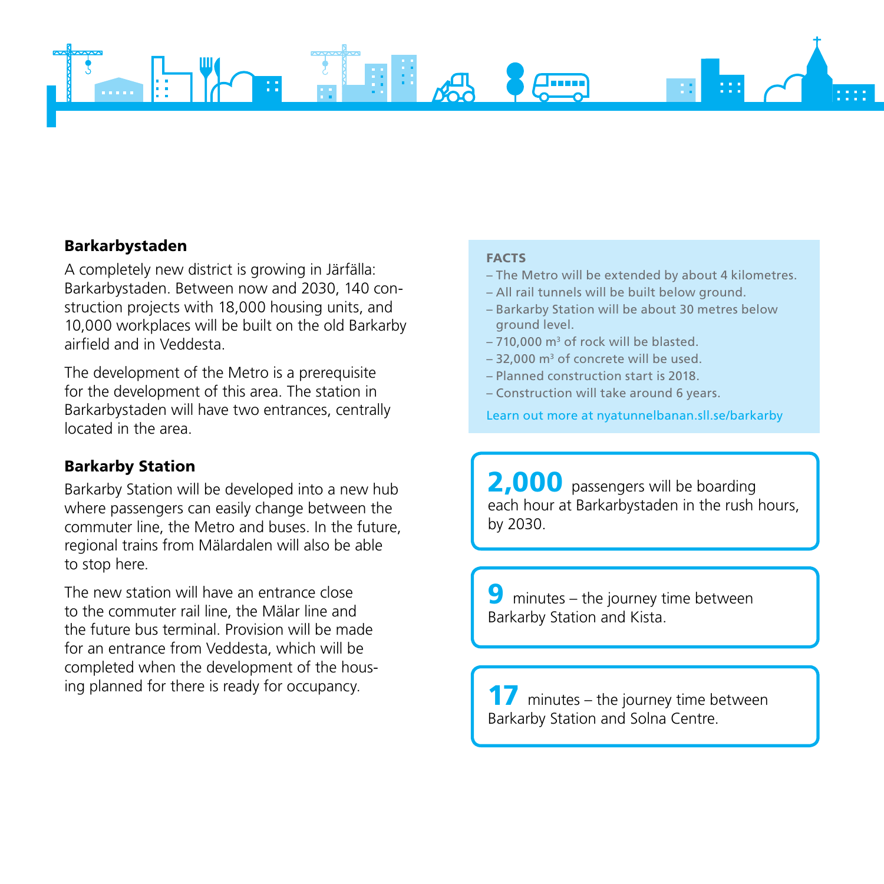## Barkarbystaden

A completely new district is growing in Järfälla: Barkarbystaden. Between now and 2030, 140 construction projects with 18,000 housing units, and 10,000 workplaces will be built on the old Barkarby airfield and in Veddesta.

The development of the Metro is a prerequisite for the development of this area. The station in Barkarbystaden will have two entrances, centrally located in the area.

## Barkarby Station

Barkarby Station will be developed into a new hub where passengers can easily change between the commuter line, the Metro and buses. In the future, regional trains from Mälardalen will also be able to stop here.

The new station will have an entrance close to the commuter rail line, the Mälar line and the future bus terminal. Provision will be made for an entrance from Veddesta, which will be completed when the development of the housing planned for there is ready for occupancy.

**FACTS**

- The Metro will be extended by about 4 kilometres.
- All rail tunnels will be built below ground.
- Barkarby Station will be about 30 metres below ground level.
- 710,000 $m^3$ of rock will be blasted.
- 32,000 $m^3$ of concrete will be used.
- Planned construction start is 2018.
- Construction will take around 6 years.

Learn out more at nyatunnelbanan.sll.se/barkarby

**2,000** passengers will be boarding each hour at Barkarbystaden in the rush hours, by 2030.

**9** minutes – the journey time between Barkarby Station and Kista.

**17** minutes – the journey time between Barkarby Station and Solna Centre.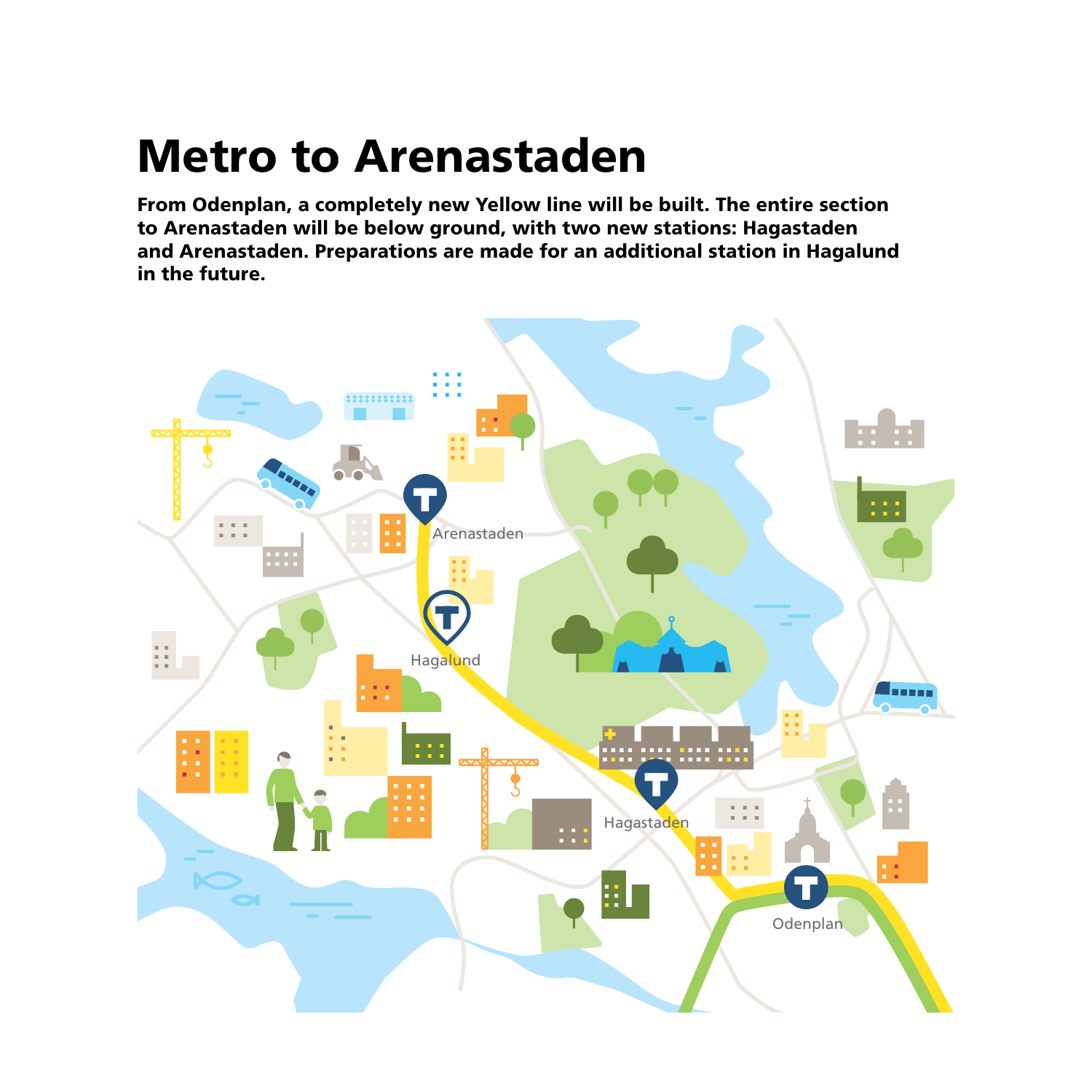# Metro to Arenastaden

**From Odenplan, a completely new Yellow line will be built. The entire section to Arenastaden will be below ground, with two new stations: Hagastaden and Arenastaden. Preparations are made for an additional station in Hagalund in the future.**

Arenastaden

Hagalund

Hagastaden

Odenplan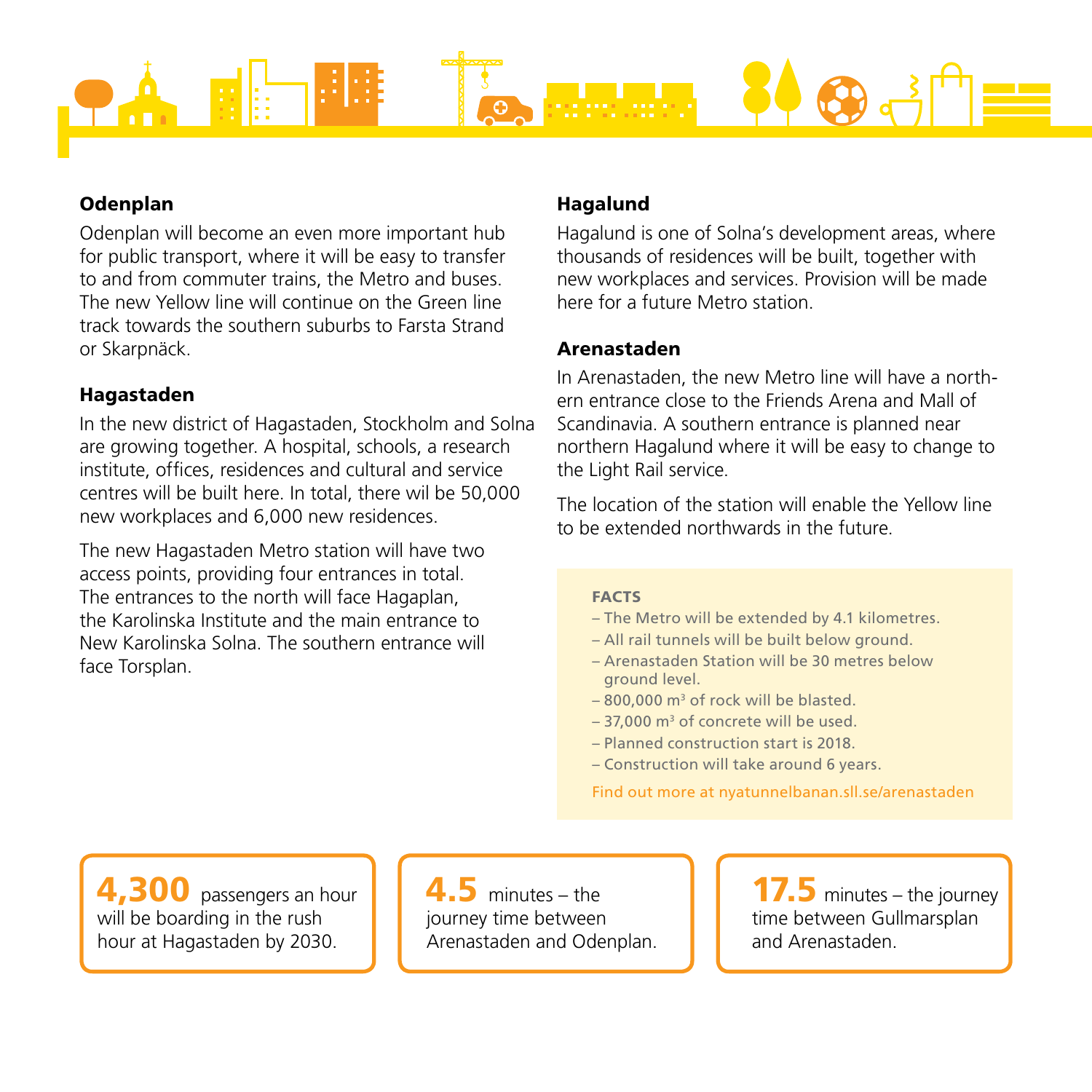### Odenplan

Odenplan will become an even more important hub for public transport, where it will be easy to transfer to and from commuter trains, the Metro and buses. The new Yellow line will continue on the Green line track towards the southern suburbs to Farsta Strand or Skarpnäck.

### Hagastaden

In the new district of Hagastaden, Stockholm and Solna are growing together. A hospital, schools, a research institute, offices, residences and cultural and service centres will be built here. In total, there wil be 50,000 new workplaces and 6,000 new residences.

The new Hagastaden Metro station will have two access points, providing four entrances in total. The entrances to the north will face Hagaplan, the Karolinska Institute and the main entrance to New Karolinska Solna. The southern entrance will face Torsplan.

### Hagalund

Hagalund is one of Solna's development areas, where thousands of residences will be built, together with new workplaces and services. Provision will be made here for a future Metro station.

### Arenastaden

In Arenastaden, the new Metro line will have a northern entrance close to the Friends Arena and Mall of Scandinavia. A southern entrance is planned near northern Hagalund where it will be easy to change to the Light Rail service.

The location of the station will enable the Yellow line to be extended northwards in the future.

**FACTS**

- The Metro will be extended by 4.1 kilometres.
- All rail tunnels will be built below ground.
- Arenastaden Station will be 30 metres below ground level.
- 800,000 $m^3$ of rock will be blasted.
- 37,000 $m^3$ of concrete will be used.
- Planned construction start is 2018.
- Construction will take around 6 years.

Find out more at nyatunnelbanan.sll.se/arenastaden

**4,300** passengers an hour will be boarding in the rush hour at Hagastaden by 2030.

**4.5** minutes – the journey time between Arenastaden and Odenplan.

**17.5** minutes – the journey time between Gullmarsplan and Arenastaden.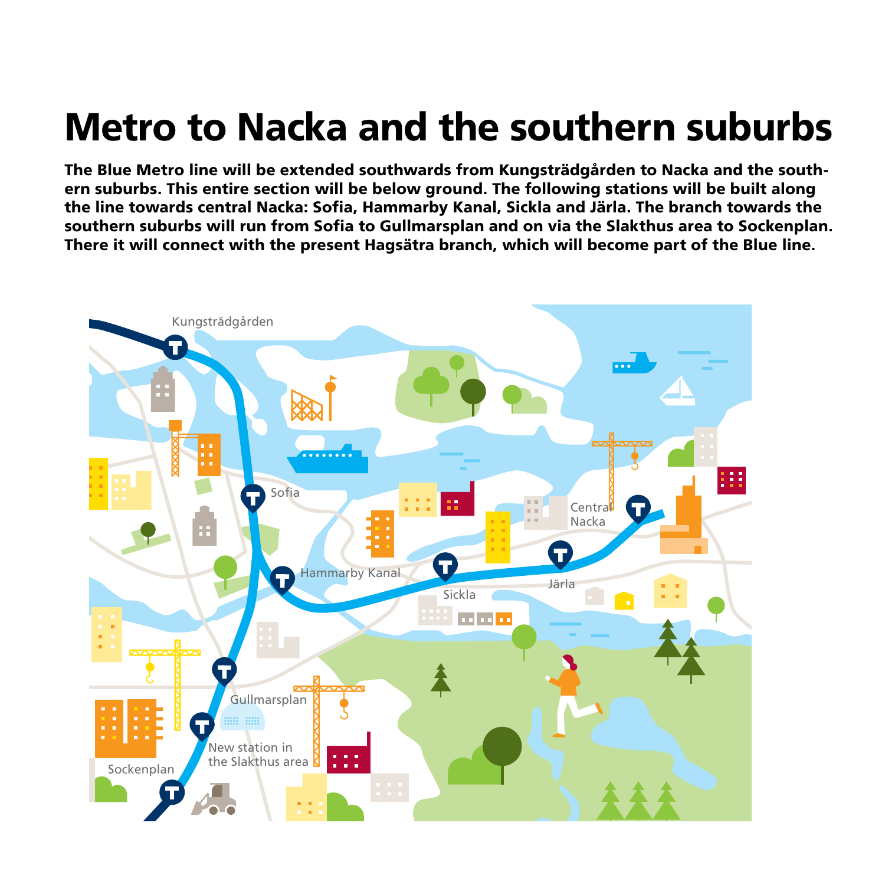# Metro to Nacka and the southern suburbs

**The Blue Metro line will be extended southwards from Kungsträdgården to Nacka and the southern suburbs. This entire section will be below ground. The following stations will be built along the line towards central Nacka: Sofia, Hammarby Kanal, Sickla and Järla. The branch towards the southern suburbs will run from Sofia to Gullmarsplan and on via the Slakthus area to Sockenplan. There it will connect with the present Hagsätra branch, which will become part of the Blue line.**

Kungsträdgården

Sofia

Hammarby Kanal

Sickla

Järla

Central Nacka

Gullmarsplan

New station in the Slakthus area

Sockenplan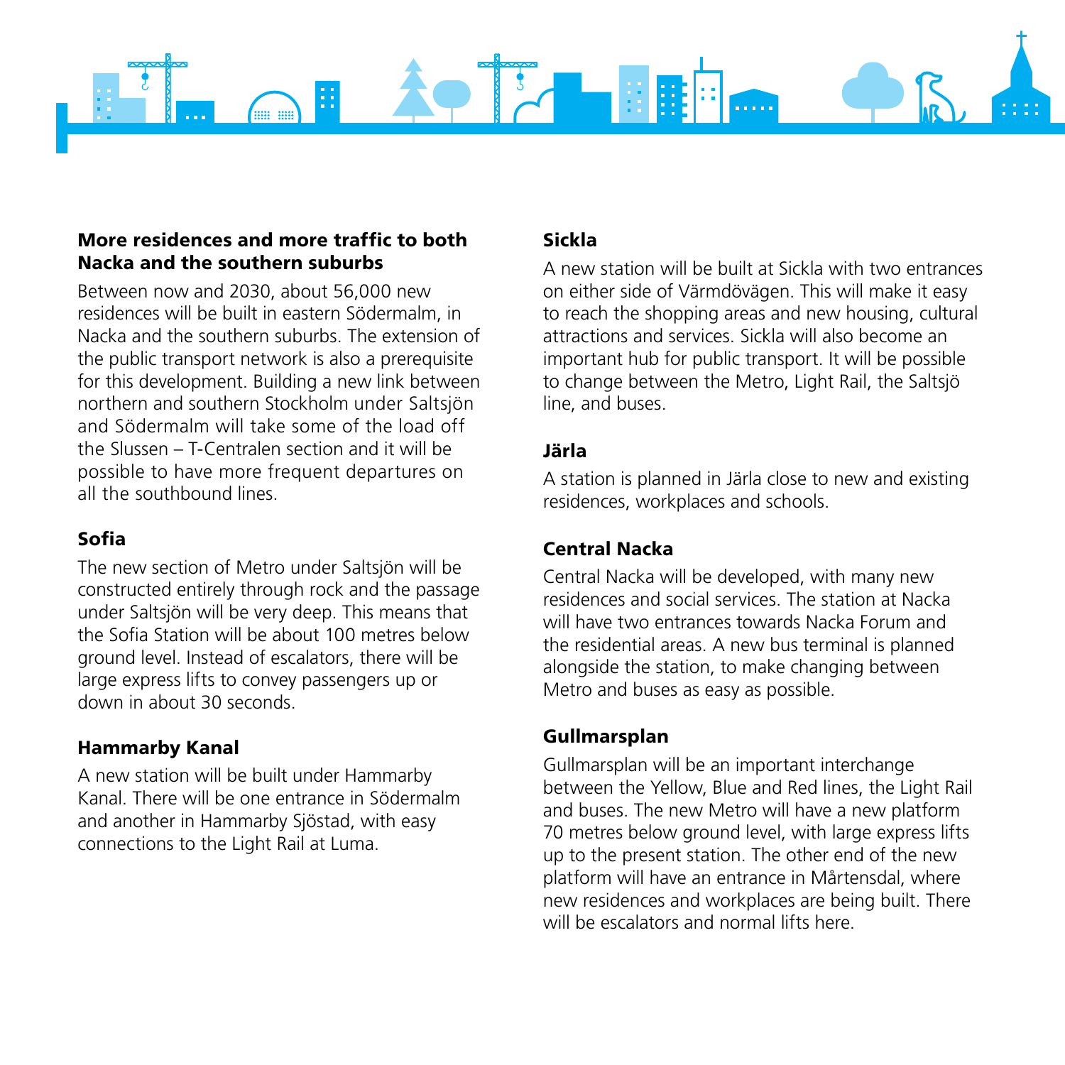### More residences and more traffic to both Nacka and the southern suburbs

Between now and 2030, about 56,000 new residences will be built in eastern Södermalm, in Nacka and the southern suburbs. The extension of the public transport network is also a prerequisite for this development. Building a new link between northern and southern Stockholm under Saltsjön and Södermalm will take some of the load off the Slussen – T-Centralen section and it will be possible to have more frequent departures on all the southbound lines.

### Sofia

The new section of Metro under Saltsjön will be constructed entirely through rock and the passage under Saltsjön will be very deep. This means that the Sofia Station will be about 100 metres below ground level. Instead of escalators, there will be large express lifts to convey passengers up or down in about 30 seconds.

### Hammarby Kanal

A new station will be built under Hammarby Kanal. There will be one entrance in Södermalm and another in Hammarby Sjöstad, with easy connections to the Light Rail at Luma.

### Sickla

A new station will be built at Sickla with two entrances on either side of Värmdövägen. This will make it easy to reach the shopping areas and new housing, cultural attractions and services. Sickla will also become an important hub for public transport. It will be possible to change between the Metro, Light Rail, the Saltsjö line, and buses.

### Järla

A station is planned in Järla close to new and existing residences, workplaces and schools.

### Central Nacka

Central Nacka will be developed, with many new residences and social services. The station at Nacka will have two entrances towards Nacka Forum and the residential areas. A new bus terminal is planned alongside the station, to make changing between Metro and buses as easy as possible.

### Gullmarsplan

Gullmarsplan will be an important interchange between the Yellow, Blue and Red lines, the Light Rail and buses. The new Metro will have a new platform 70 metres below ground level, with large express lifts up to the present station. The other end of the new platform will have an entrance in Mårtensdal, where new residences and workplaces are being built. There will be escalators and normal lifts here.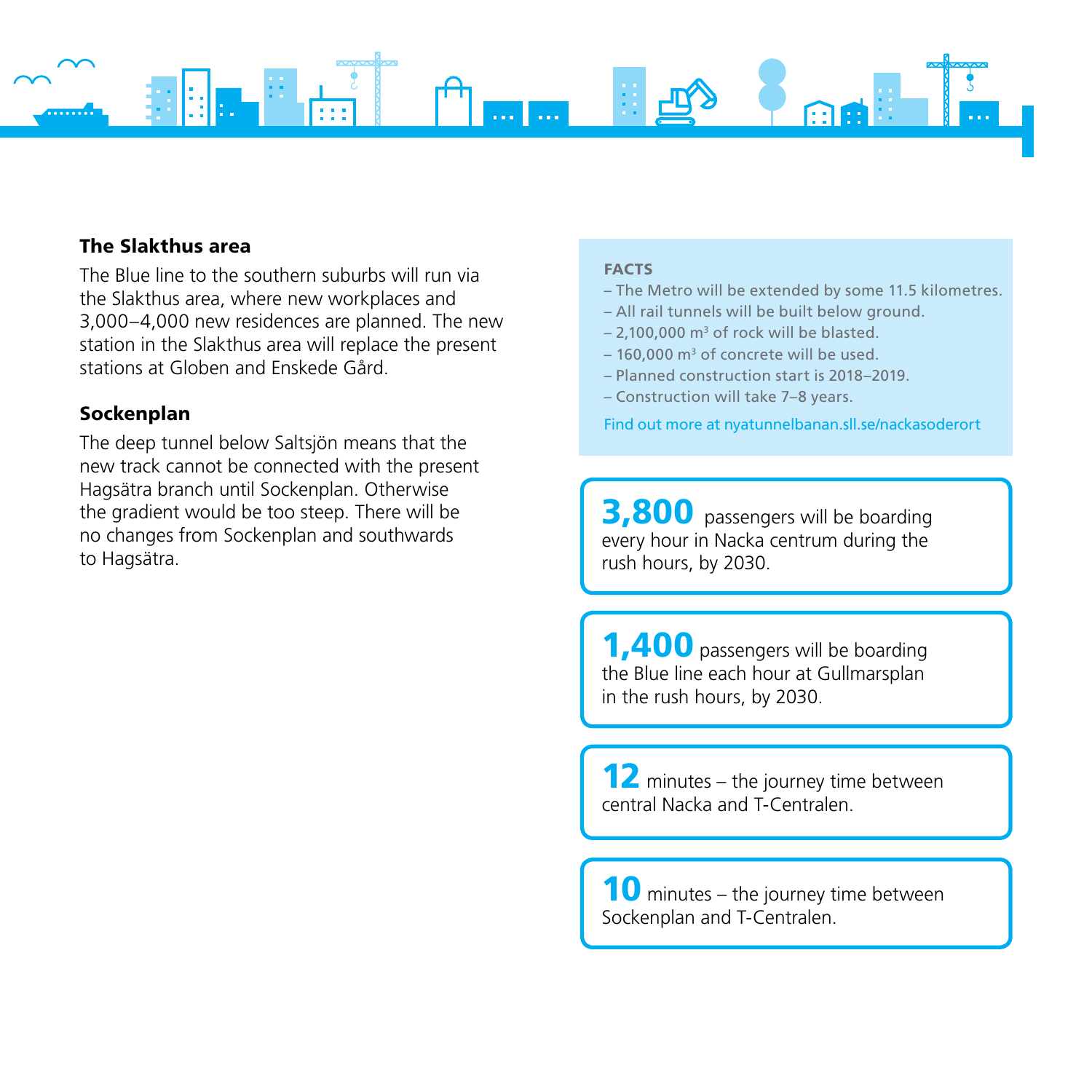### The Slakthus area

The Blue line to the southern suburbs will run via the Slakthus area, where new workplaces and 3,000–4,000 new residences are planned. The new station in the Slakthus area will replace the present stations at Globen and Enskede Gård.

### Sockenplan

The deep tunnel below Saltsjön means that the new track cannot be connected with the present Hagsätra branch until Sockenplan. Otherwise the gradient would be too steep. There will be no changes from Sockenplan and southwards to Hagsätra.

**FACTS**

- The Metro will be extended by some 11.5 kilometres.
- All rail tunnels will be built below ground.
- 2,100,000 m³ of rock will be blasted.
- 160,000 m³ of concrete will be used.
- Planned construction start is 2018–2019.
- Construction will take 7–8 years.

Find out more at nyatunnelbanan.sll.se/nackasoderort

**3,800** passengers will be boarding every hour in Nacka centrum during the rush hours, by 2030.

**1,400** passengers will be boarding the Blue line each hour at Gullmarsplan in the rush hours, by 2030.

**12** minutes – the journey time between central Nacka and T-Centralen.

**10** minutes – the journey time between Sockenplan and T-Centralen.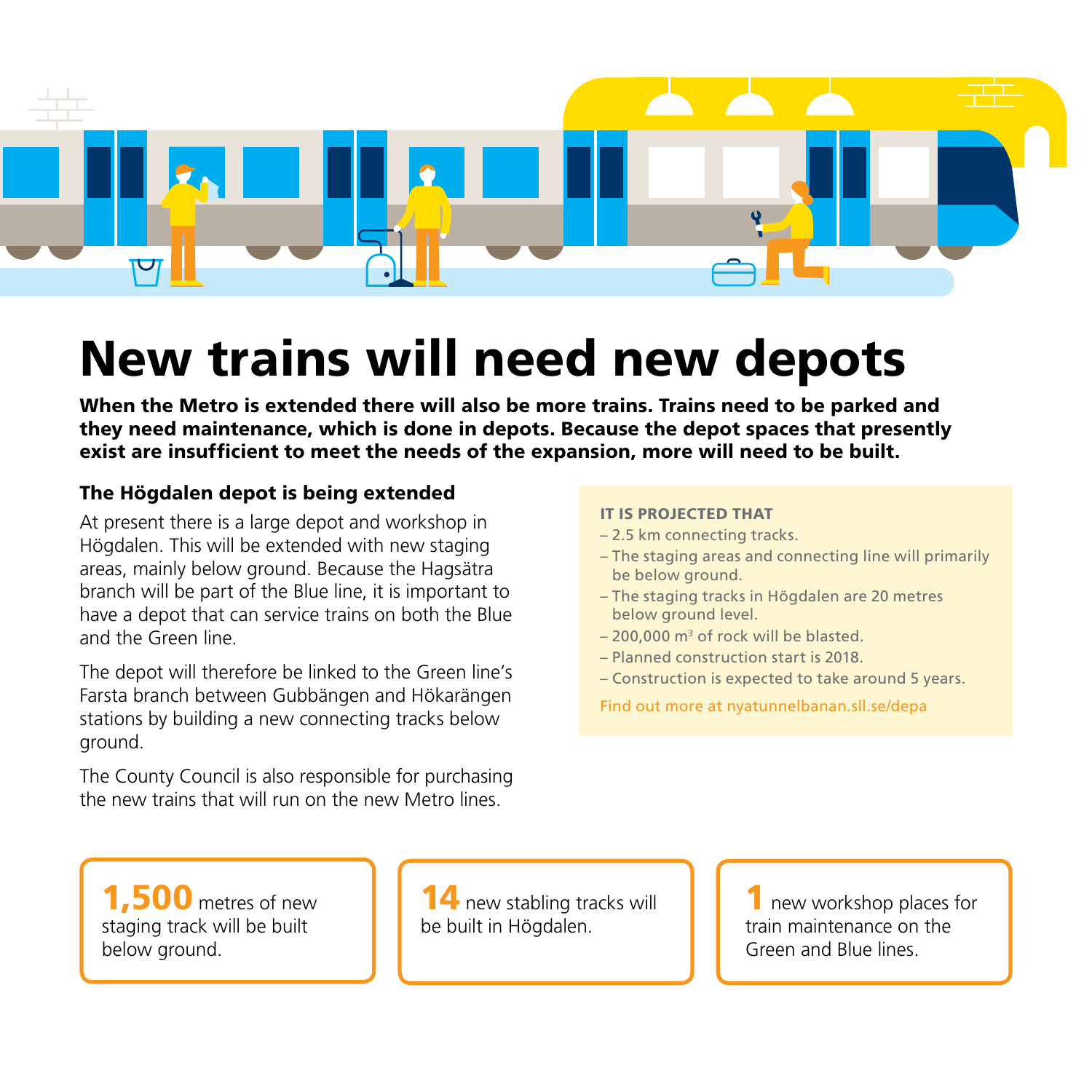# New trains will need new depots

**When the Metro is extended there will also be more trains. Trains need to be parked and they need maintenance, which is done in depots. Because the depot spaces that presently exist are insufficient to meet the needs of the expansion, more will need to be built.**

### The Högdalen depot is being extended

At present there is a large depot and workshop in Högdalen. This will be extended with new staging areas, mainly below ground. Because the Hagsätra branch will be part of the Blue line, it is important to have a depot that can service trains on both the Blue and the Green line.

The depot will therefore be linked to the Green line's Farsta branch between Gubbängen and Hökarängen stations by building a new connecting tracks below ground.

The County Council is also responsible for purchasing the new trains that will run on the new Metro lines.

**IT IS PROJECTED THAT**

- 2.5 km connecting tracks.
- The staging areas and connecting line will primarily be below ground.
- The staging tracks in Högdalen are 20 metres below ground level.
- 200,000 m³ of rock will be blasted.
- Planned construction start is 2018.
- Construction is expected to take around 5 years.

Find out more at nyatunnelbanan.sll.se/depa

**1,500** metres of new staging track will be built below ground.

**14** new stabling tracks will be built in Högdalen.

**1** new workshop places for train maintenance on the Green and Blue lines.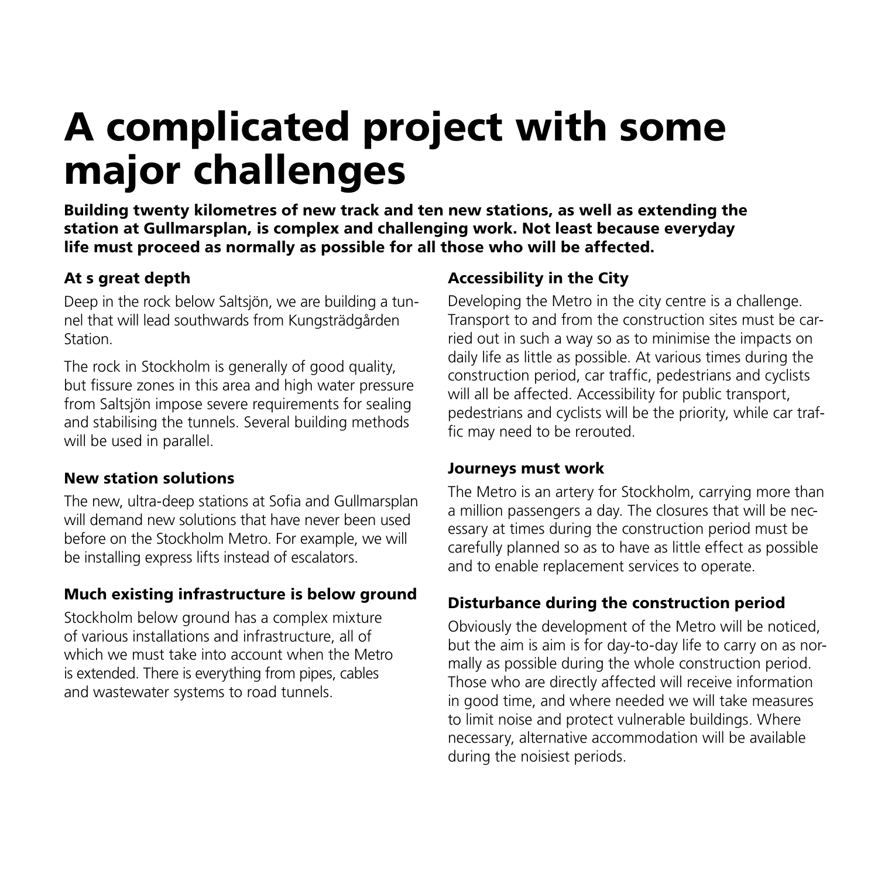# A complicated project with some major challenges

**Building twenty kilometres of new track and ten new stations, as well as extending the station at Gullmarsplan, is complex and challenging work. Not least because everyday life must proceed as normally as possible for all those who will be affected.**

### At s great depth

Deep in the rock below Saltsjön, we are building a tunnel that will lead southwards from Kungsträdgården Station.

The rock in Stockholm is generally of good quality, but fissure zones in this area and high water pressure from Saltsjön impose severe requirements for sealing and stabilising the tunnels. Several building methods will be used in parallel.

### New station solutions

The new, ultra-deep stations at Sofia and Gullmarsplan will demand new solutions that have never been used before on the Stockholm Metro. For example, we will be installing express lifts instead of escalators.

### Much existing infrastructure is below ground

Stockholm below ground has a complex mixture of various installations and infrastructure, all of which we must take into account when the Metro is extended. There is everything from pipes, cables and wastewater systems to road tunnels.

### Accessibility in the City

Developing the Metro in the city centre is a challenge. Transport to and from the construction sites must be carried out in such a way so as to minimise the impacts on daily life as little as possible. At various times during the construction period, car traffic, pedestrians and cyclists will all be affected. Accessibility for public transport, pedestrians and cyclists will be the priority, while car traffic may need to be rerouted.

### Journeys must work

The Metro is an artery for Stockholm, carrying more than a million passengers a day. The closures that will be necessary at times during the construction period must be carefully planned so as to have as little effect as possible and to enable replacement services to operate.

### Disturbance during the construction period

Obviously the development of the Metro will be noticed, but the aim is aim is for day-to-day life to carry on as normally as possible during the whole construction period. Those who are directly affected will receive information in good time, and where needed we will take measures to limit noise and protect vulnerable buildings. Where necessary, alternative accommodation will be available during the noisiest periods.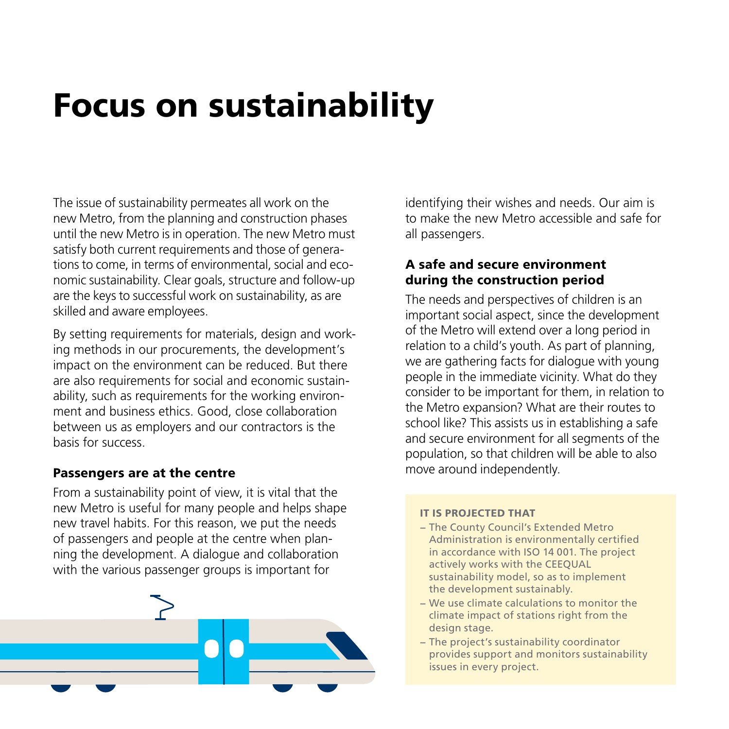# Focus on sustainability

The issue of sustainability permeates all work on the new Metro, from the planning and construction phases until the new Metro is in operation. The new Metro must satisfy both current requirements and those of generations to come, in terms of environmental, social and economic sustainability. Clear goals, structure and follow-up are the keys to successful work on sustainability, as are skilled and aware employees.

By setting requirements for materials, design and working methods in our procurements, the development's impact on the environment can be reduced. But there are also requirements for social and economic sustainability, such as requirements for the working environment and business ethics. Good, close collaboration between us as employers and our contractors is the basis for success.

### Passengers are at the centre

From a sustainability point of view, it is vital that the new Metro is useful for many people and helps shape new travel habits. For this reason, we put the needs of passengers and people at the centre when planning the development. A dialogue and collaboration with the various passenger groups is important for identifying their wishes and needs. Our aim is to make the new Metro accessible and safe for all passengers.

### A safe and secure environment during the construction period

The needs and perspectives of children is an important social aspect, since the development of the Metro will extend over a long period in relation to a child's youth. As part of planning, we are gathering facts for dialogue with young people in the immediate vicinity. What do they consider to be important for them, in relation to the Metro expansion? What are their routes to school like? This assists us in establishing a safe and secure environment for all segments of the population, so that children will be able to also move around independently.

**IT IS PROJECTED THAT**

- The County Council's Extended Metro Administration is environmentally certified in accordance with ISO 14 001. The project actively works with the CEEQUAL sustainability model, so as to implement the development sustainably.
- We use climate calculations to monitor the climate impact of stations right from the design stage.
- The project's sustainability coordinator provides support and monitors sustainability issues in every project.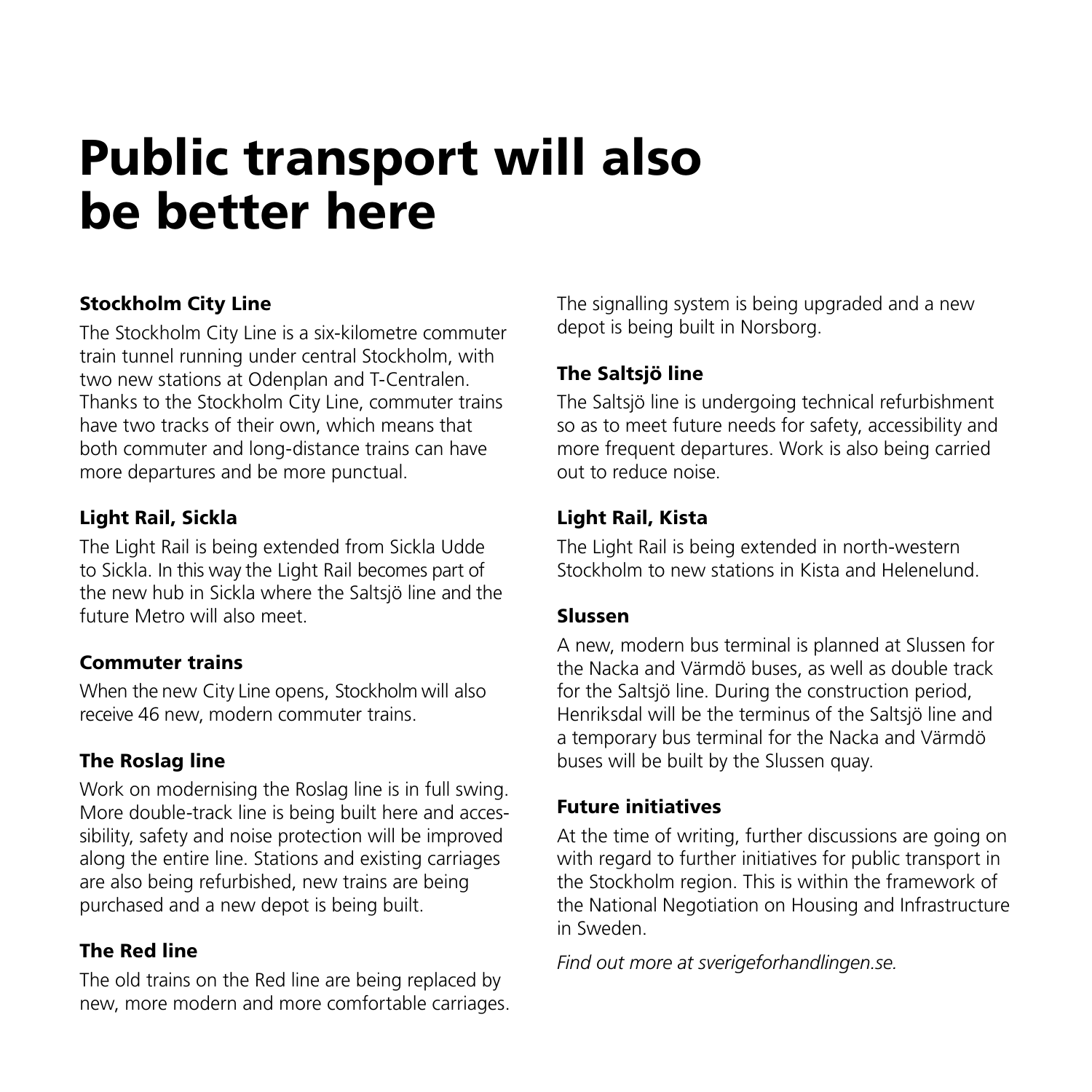# Public transport will also be better here

### Stockholm City Line

The Stockholm City Line is a six-kilometre commuter train tunnel running under central Stockholm, with two new stations at Odenplan and T-Centralen. Thanks to the Stockholm City Line, commuter trains have two tracks of their own, which means that both commuter and long-distance trains can have more departures and be more punctual.

### Light Rail, Sickla

The Light Rail is being extended from Sickla Udde to Sickla. In this way the Light Rail becomes part of the new hub in Sickla where the Saltsjö line and the future Metro will also meet.

### Commuter trains

When the new City Line opens, Stockholm will also receive 46 new, modern commuter trains.

### The Roslag line

Work on modernising the Roslag line is in full swing. More double-track line is being built here and accessibility, safety and noise protection will be improved along the entire line. Stations and existing carriages are also being refurbished, new trains are being purchased and a new depot is being built.

### The Red line

The old trains on the Red line are being replaced by new, more modern and more comfortable carriages. The signalling system is being upgraded and a new depot is being built in Norsborg.

### The Saltsjö line

The Saltsjö line is undergoing technical refurbishment so as to meet future needs for safety, accessibility and more frequent departures. Work is also being carried out to reduce noise.

### Light Rail, Kista

The Light Rail is being extended in north-western Stockholm to new stations in Kista and Helenelund.

### Slussen

A new, modern bus terminal is planned at Slussen for the Nacka and Värmdö buses, as well as double track for the Saltsjö line. During the construction period, Henriksdal will be the terminus of the Saltsjö line and a temporary bus terminal for the Nacka and Värmdö buses will be built by the Slussen quay.

### Future initiatives

At the time of writing, further discussions are going on with regard to further initiatives for public transport in the Stockholm region. This is within the framework of the National Negotiation on Housing and Infrastructure in Sweden.

*Find out more at sverigeforhandlingen.se.*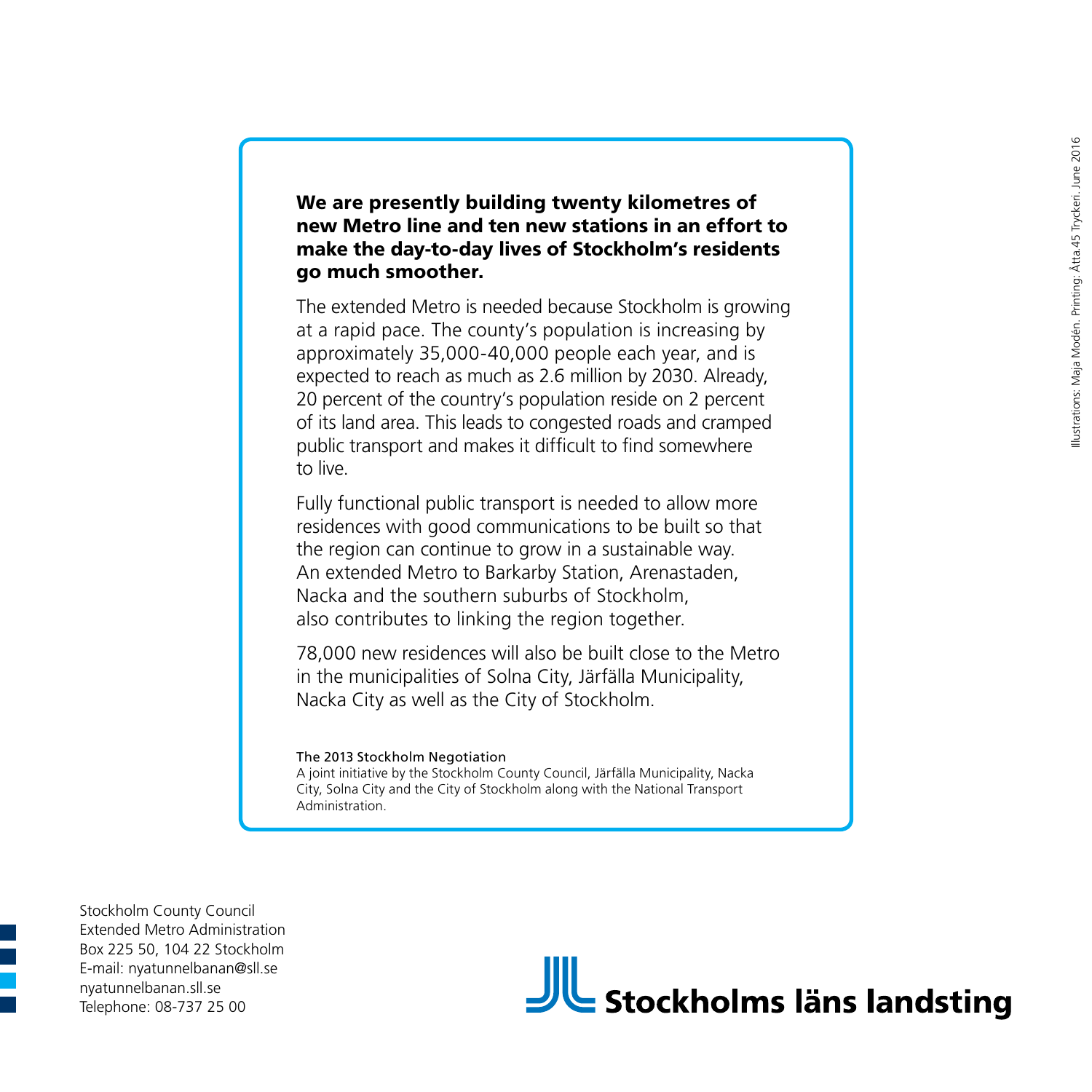**We are presently building twenty kilometres of new Metro line and ten new stations in an effort to make the day-to-day lives of Stockholm's residents go much smoother.**

The extended Metro is needed because Stockholm is growing at a rapid pace. The county's population is increasing by approximately 35,000-40,000 people each year, and is expected to reach as much as 2.6 million by 2030. Already, 20 percent of the country's population reside on 2 percent of its land area. This leads to congested roads and cramped public transport and makes it difficult to find somewhere to live.

Fully functional public transport is needed to allow more residences with good communications to be built so that the region can continue to grow in a sustainable way. An extended Metro to Barkarby Station, Arenastaden, Nacka and the southern suburbs of Stockholm, also contributes to linking the region together.

78,000 new residences will also be built close to the Metro in the municipalities of Solna City, Järfälla Municipality, Nacka City as well as the City of Stockholm.

The 2013 Stockholm Negotiation
A joint initiative by the Stockholm County Council, Järfälla Municipality, Nacka City, Solna City and the City of Stockholm along with the National Transport Administration.

Stockholm County Council
Extended Metro Administration
Box 225 50, 104 22 Stockholm
E-mail: nyatunnelbanan@sll.se
nyatunnelbanan.sll.se
Telephone: 08-737 25 00

Stockholms läns landsting

Illustrations: Maja Modén. Printing: Åtta.45 Tryckeri. June 2016